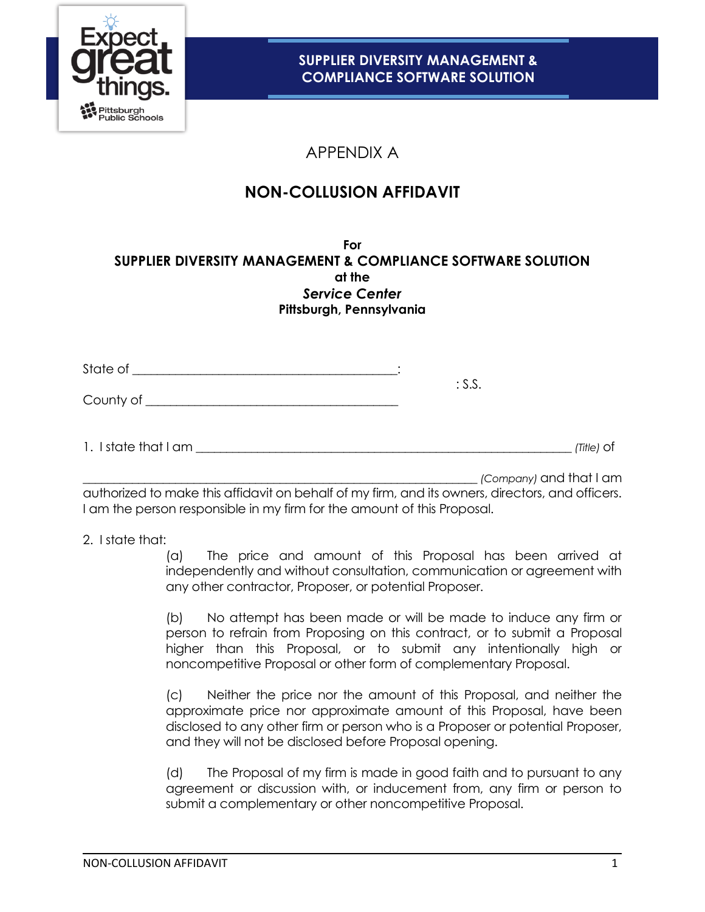SUPPLIER DIVERSITY MANAGEMENT & COMPLIANCE SOFTWARE SOLUTION

# APPENDIX A

## NON-COLLUSION AFFIDAVIT

**For**
**SUPPLIER DIVERSITY MANAGEMENT & COMPLIANCE SOFTWARE SOLUTION**
**at the**
***Service Center***
**Pittsburgh, Pennsylvania**

State of ________________________________________:
: S.S.
County of ______________________________________

1. I state that I am ____________________________________________________________ *(Title)* of

______________________________________________________________ *(Company)* and that I am authorized to make this affidavit on behalf of my firm, and its owners, directors, and officers. I am the person responsible in my firm for the amount of this Proposal.

2. I state that:

(a) The price and amount of this Proposal has been arrived at independently and without consultation, communication or agreement with any other contractor, Proposer, or potential Proposer.

(b) No attempt has been made or will be made to induce any firm or person to refrain from Proposing on this contract, or to submit a Proposal higher than this Proposal, or to submit any intentionally high or noncompetitive Proposal or other form of complementary Proposal.

(c) Neither the price nor the amount of this Proposal, and neither the approximate price nor approximate amount of this Proposal, have been disclosed to any other firm or person who is a Proposer or potential Proposer, and they will not be disclosed before Proposal opening.

(d) The Proposal of my firm is made in good faith and to pursuant to any agreement or discussion with, or inducement from, any firm or person to submit a complementary or other noncompetitive Proposal.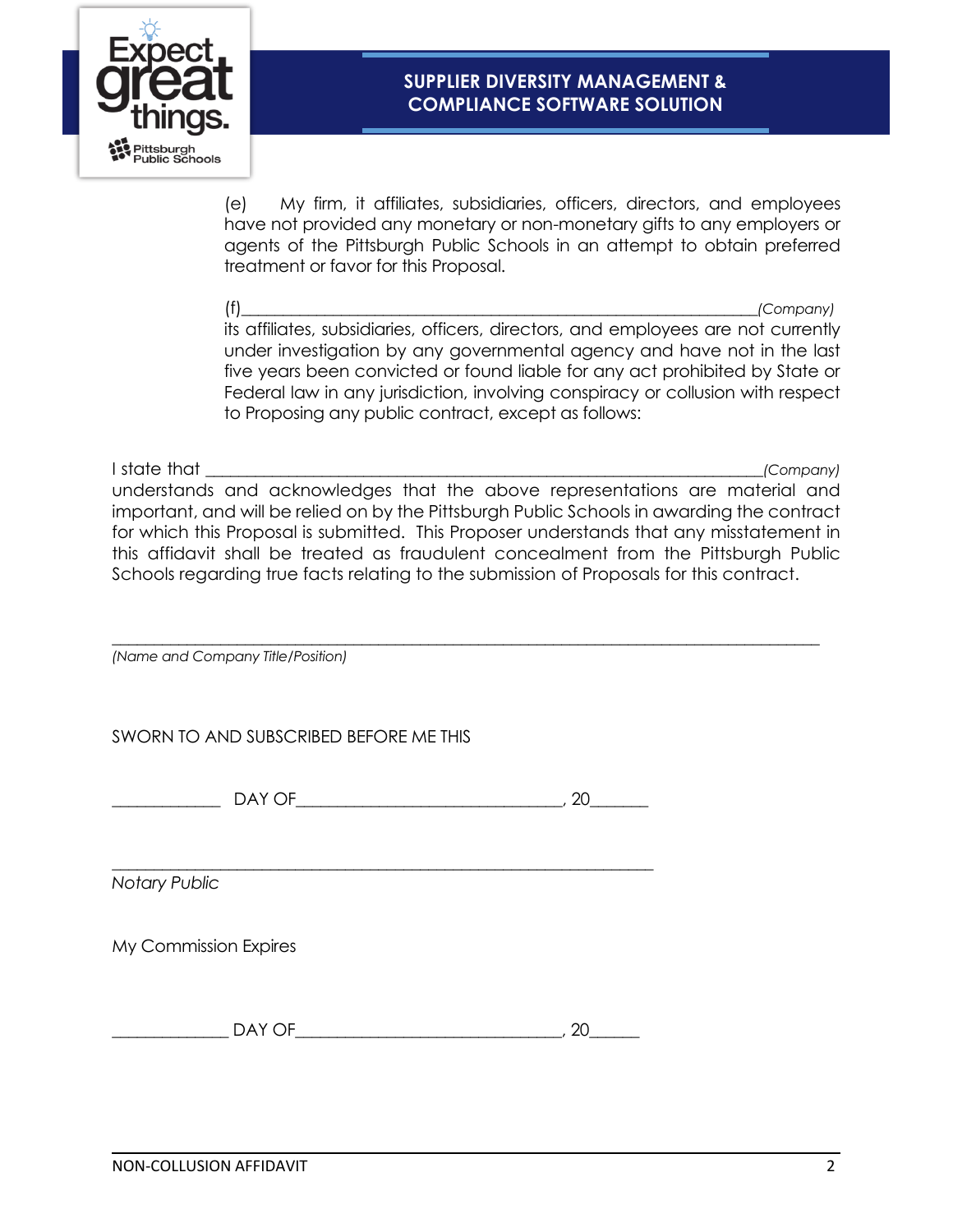(e) My firm, it affiliates, subsidiaries, officers, directors, and employees have not provided any monetary or non-monetary gifts to any employers or agents of the Pittsburgh Public Schools in an attempt to obtain preferred treatment or favor for this Proposal.

(f)_________________________________________________________________*(Company)* its affiliates, subsidiaries, officers, directors, and employees are not currently under investigation by any governmental agency and have not in the last five years been convicted or found liable for any act prohibited by State or Federal law in any jurisdiction, involving conspiracy or collusion with respect to Proposing any public contract, except as follows:

I state that _____________________________________________________________________*(Company)* understands and acknowledges that the above representations are material and important, and will be relied on by the Pittsburgh Public Schools in awarding the contract for which this Proposal is submitted. This Proposer understands that any misstatement in this affidavit shall be treated as fraudulent concealment from the Pittsburgh Public Schools regarding true facts relating to the submission of Proposals for this contract.

___________________________________________________________________________________________

*(Name and Company Title/Position)*

SWORN TO AND SUBSCRIBED BEFORE ME THIS

_____________ DAY OF_________________________________, 20_______

___________________________________________________________________

*Notary Public*

My Commission Expires

______________ DAY OF_________________________________, 20______

NON-COLLUSION AFFIDAVIT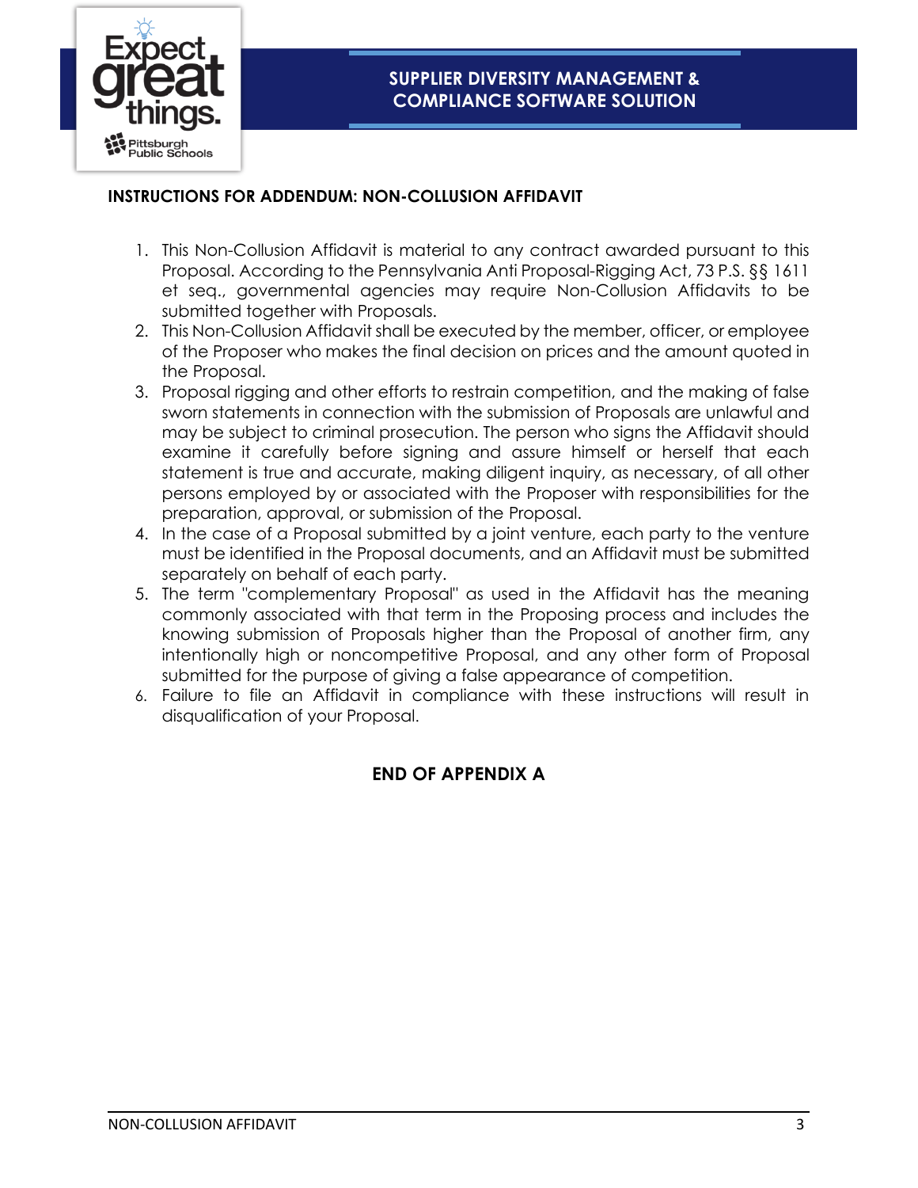#### INSTRUCTIONS FOR ADDENDUM: NON-COLLUSION AFFIDAVIT

1. This Non-Collusion Affidavit is material to any contract awarded pursuant to this Proposal. According to the Pennsylvania Anti Proposal-Rigging Act, 73 P.S. §§ 1611 et seq., governmental agencies may require Non-Collusion Affidavits to be submitted together with Proposals.
2. This Non-Collusion Affidavit shall be executed by the member, officer, or employee of the Proposer who makes the final decision on prices and the amount quoted in the Proposal.
3. Proposal rigging and other efforts to restrain competition, and the making of false sworn statements in connection with the submission of Proposals are unlawful and may be subject to criminal prosecution. The person who signs the Affidavit should examine it carefully before signing and assure himself or herself that each statement is true and accurate, making diligent inquiry, as necessary, of all other persons employed by or associated with the Proposer with responsibilities for the preparation, approval, or submission of the Proposal.
4. In the case of a Proposal submitted by a joint venture, each party to the venture must be identified in the Proposal documents, and an Affidavit must be submitted separately on behalf of each party.
5. The term "complementary Proposal" as used in the Affidavit has the meaning commonly associated with that term in the Proposing process and includes the knowing submission of Proposals higher than the Proposal of another firm, any intentionally high or noncompetitive Proposal, and any other form of Proposal submitted for the purpose of giving a false appearance of competition.
6. Failure to file an Affidavit in compliance with these instructions will result in disqualification of your Proposal.

**END OF APPENDIX A**